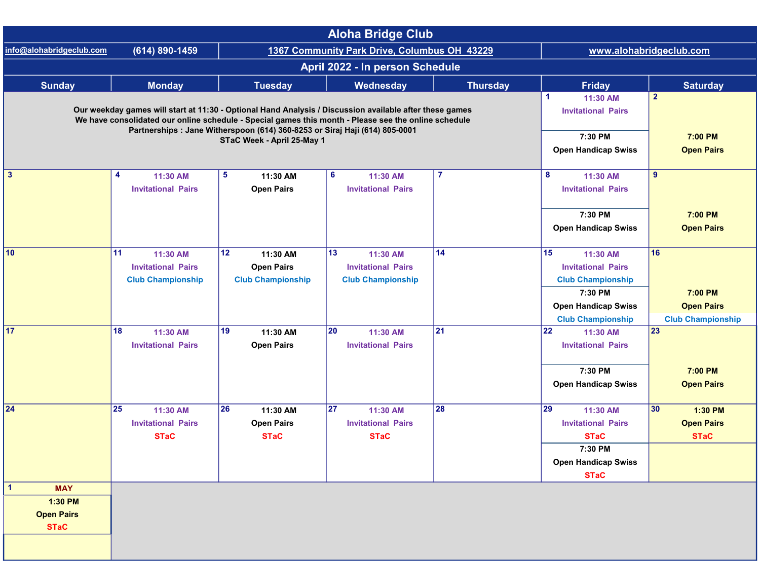# Aloha Bridge Club

info@alohabridgeclub.com (614) 890-1459 | 1367 Community Park Drive, Columbus OH 43229 | www.alohabridgeclub.com

## April 2022 - In person Schedule

Our weekday games will start at 11:30 - Optional Hand Analysis / Discussion available after these games
We have consolidated our online schedule - Special games this month - Please see the online schedule
Partnerships : Jane Witherspoon (614) 360-8253 or Siraj Haji (614) 805-0001
STaC Week - April 25-May 1

| Sunday | Monday | Tuesday | Wednesday | Thursday | Friday | Saturday |
|---|---|---|---|---|---|---|
| | | | | | **1** 11:30 AM Invitational Pairs<br>7:30 PM Open Handicap Swiss | **2** 7:00 PM Open Pairs |
| **3** | **4** 11:30 AM Invitational Pairs | **5** 11:30 AM Open Pairs | **6** 11:30 AM Invitational Pairs | **7** | **8** 11:30 AM Invitational Pairs<br>7:30 PM Open Handicap Swiss | **9** 7:00 PM Open Pairs |
| **10** | **11** 11:30 AM Invitational Pairs Club Championship | **12** 11:30 AM Open Pairs Club Championship | **13** 11:30 AM Invitational Pairs Club Championship | **14** | **15** 11:30 AM Invitational Pairs Club Championship<br>7:30 PM Open Handicap Swiss Club Championship | **16** 7:00 PM Open Pairs Club Championship |
| **17** | **18** 11:30 AM Invitational Pairs | **19** 11:30 AM Open Pairs | **20** 11:30 AM Invitational Pairs | **21** | **22** 11:30 AM Invitational Pairs<br>7:30 PM Open Handicap Swiss | **23** 7:00 PM Open Pairs |
| **24** | **25** 11:30 AM Invitational Pairs STaC | **26** 11:30 AM Open Pairs STaC | **27** 11:30 AM Invitational Pairs STaC | **28** | **29** 11:30 AM Invitational Pairs STaC<br>7:30 PM Open Handicap Swiss STaC | **30** 1:30 PM Open Pairs STaC |
| **1** MAY<br>1:30 PM Open Pairs STaC | | | | | | |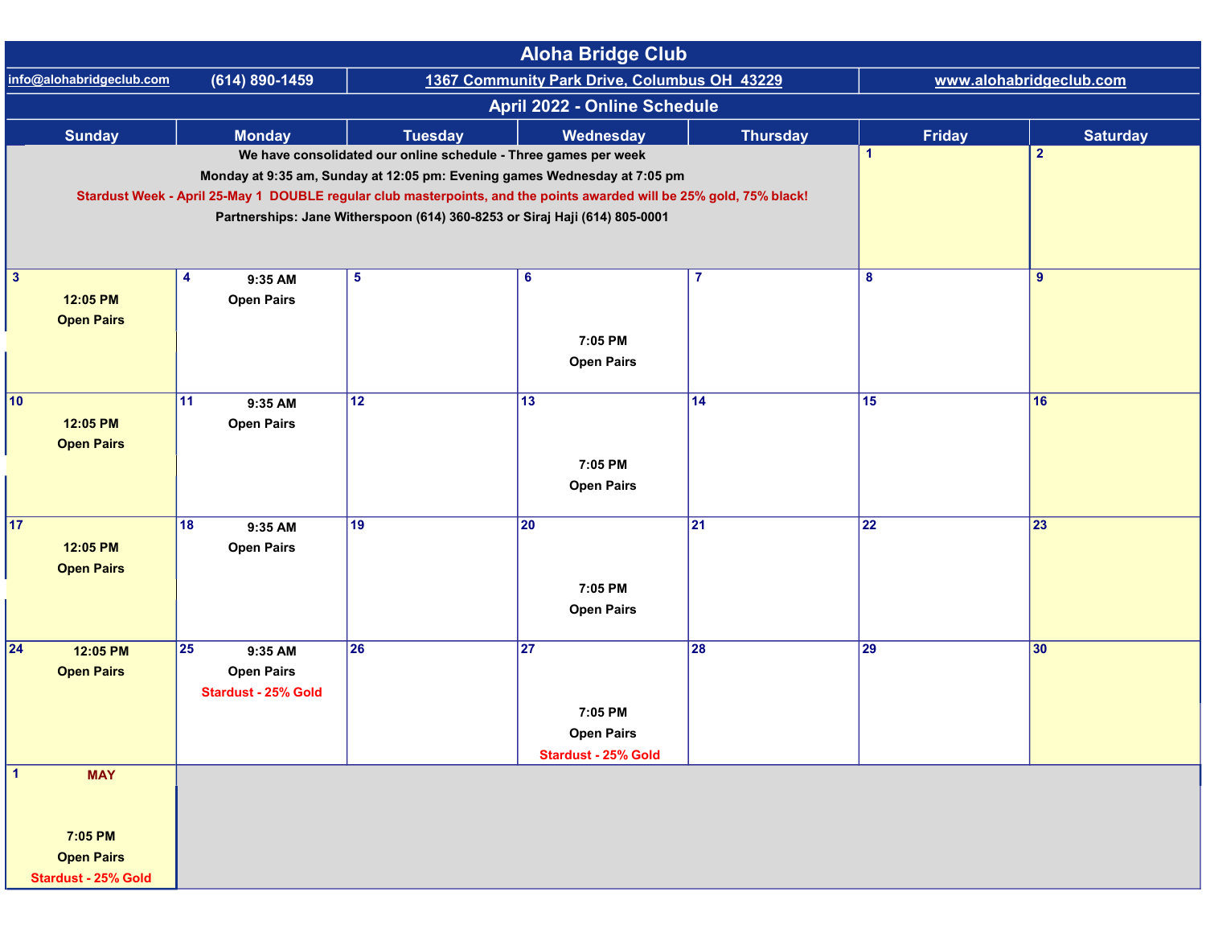# Aloha Bridge Club

info@alohabridgeclub.com (614) 890-1459 | 1367 Community Park Drive, Columbus OH 43229 | www.alohabridgeclub.com

## April 2022 - Online Schedule

| Sunday | Monday | Tuesday | Wednesday | Thursday | Friday | Saturday |
|---|---|---|---|---|---|---|
| We have consolidated our online schedule - Three games per week<br>Monday at 9:35 am, Sunday at 12:05 pm: Evening games Wednesday at 7:05 pm<br>Stardust Week - April 25-May 1 DOUBLE regular club masterpoints, and the points awarded will be 25% gold, 75% black!<br>Partnerships: Jane Witherspoon (614) 360-8253 or Siraj Haji (614) 805-0001 | | | | | 1 | 2 |
| 3<br>12:05 PM<br>Open Pairs | 4<br>9:35 AM<br>Open Pairs | 5 | 6<br>7:05 PM<br>Open Pairs | 7 | 8 | 9 |
| 10<br>12:05 PM<br>Open Pairs | 11<br>9:35 AM<br>Open Pairs | 12 | 13<br>7:05 PM<br>Open Pairs | 14 | 15 | 16 |
| 17<br>12:05 PM<br>Open Pairs | 18<br>9:35 AM<br>Open Pairs | 19 | 20<br>7:05 PM<br>Open Pairs | 21 | 22 | 23 |
| 24<br>12:05 PM<br>Open Pairs | 25<br>9:35 AM<br>Open Pairs<br>Stardust - 25% Gold | 26 | 27<br>7:05 PM<br>Open Pairs<br>Stardust - 25% Gold | 28 | 29 | 30 |
| 1 MAY<br>7:05 PM<br>Open Pairs<br>Stardust - 25% Gold | | | | | | |